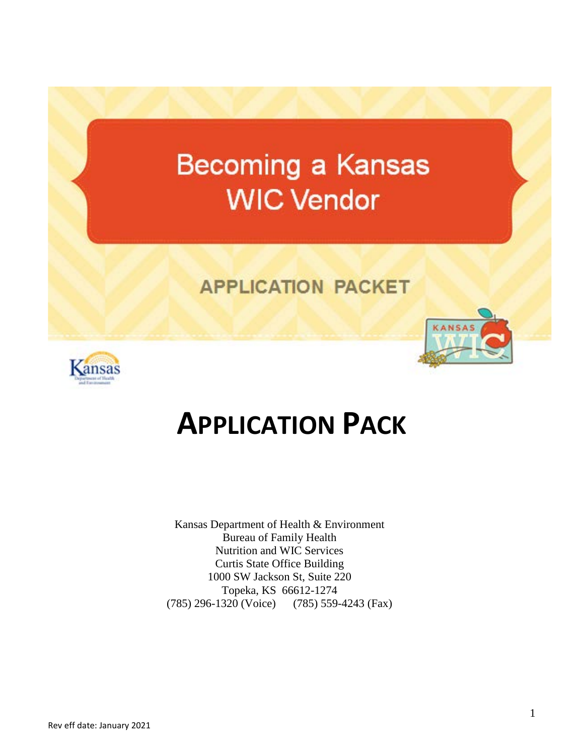# Becoming a Kansas WIC Vendor

APPLICATION PACKET

# APPLICATION PACK

Kansas Department of Health & Environment
Bureau of Family Health
Nutrition and WIC Services
Curtis State Office Building
1000 SW Jackson St, Suite 220
Topeka, KS 66612-1274
(785) 296-1320 (Voice) (785) 559-4243 (Fax)

Rev eff date: January 2021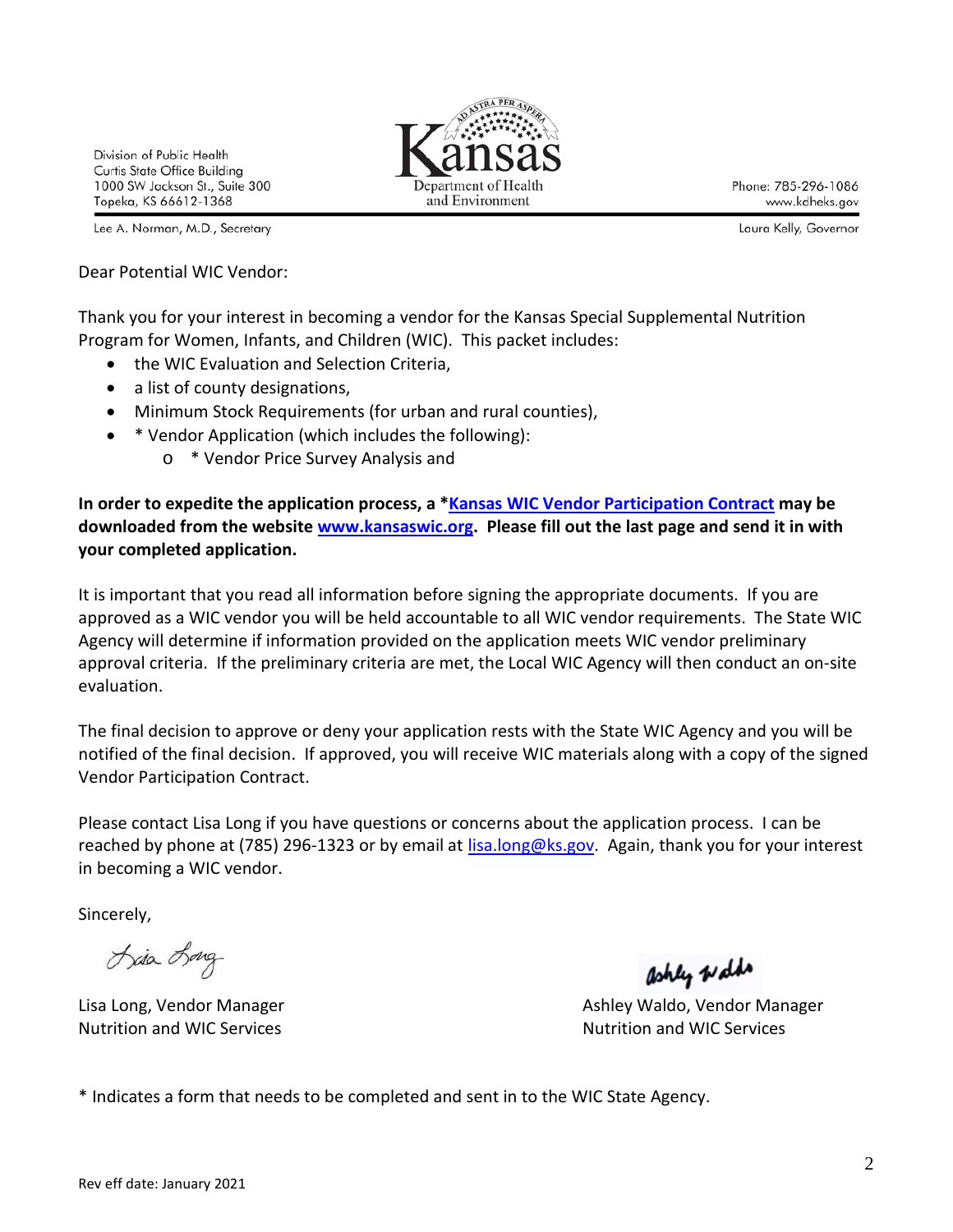Division of Public Health
Curtis State Office Building
1000 SW Jackson St., Suite 300
Topeka, KS 66612-1368

Kansas Department of Health and Environment

Phone: 785-296-1086
www.kdheks.gov

Lee A. Norman, M.D., Secretary

Laura Kelly, Governor

Dear Potential WIC Vendor:

Thank you for your interest in becoming a vendor for the Kansas Special Supplemental Nutrition Program for Women, Infants, and Children (WIC). This packet includes:

- the WIC Evaluation and Selection Criteria,
- a list of county designations,
- Minimum Stock Requirements (for urban and rural counties),
- * Vendor Application (which includes the following):
    - * Vendor Price Survey Analysis and

**In order to expedite the application process, a *Kansas WIC Vendor Participation Contract may be downloaded from the website www.kansaswic.org. Please fill out the last page and send it in with your completed application.**

It is important that you read all information before signing the appropriate documents. If you are approved as a WIC vendor you will be held accountable to all WIC vendor requirements. The State WIC Agency will determine if information provided on the application meets WIC vendor preliminary approval criteria. If the preliminary criteria are met, the Local WIC Agency will then conduct an on-site evaluation.

The final decision to approve or deny your application rests with the State WIC Agency and you will be notified of the final decision. If approved, you will receive WIC materials along with a copy of the signed Vendor Participation Contract.

Please contact Lisa Long if you have questions or concerns about the application process. I can be reached by phone at (785) 296-1323 or by email at lisa.long@ks.gov. Again, thank you for your interest in becoming a WIC vendor.

Sincerely,

Lisa Long, Vendor Manager
Nutrition and WIC Services

Ashley Waldo, Vendor Manager
Nutrition and WIC Services

* Indicates a form that needs to be completed and sent in to the WIC State Agency.

Rev eff date: January 2021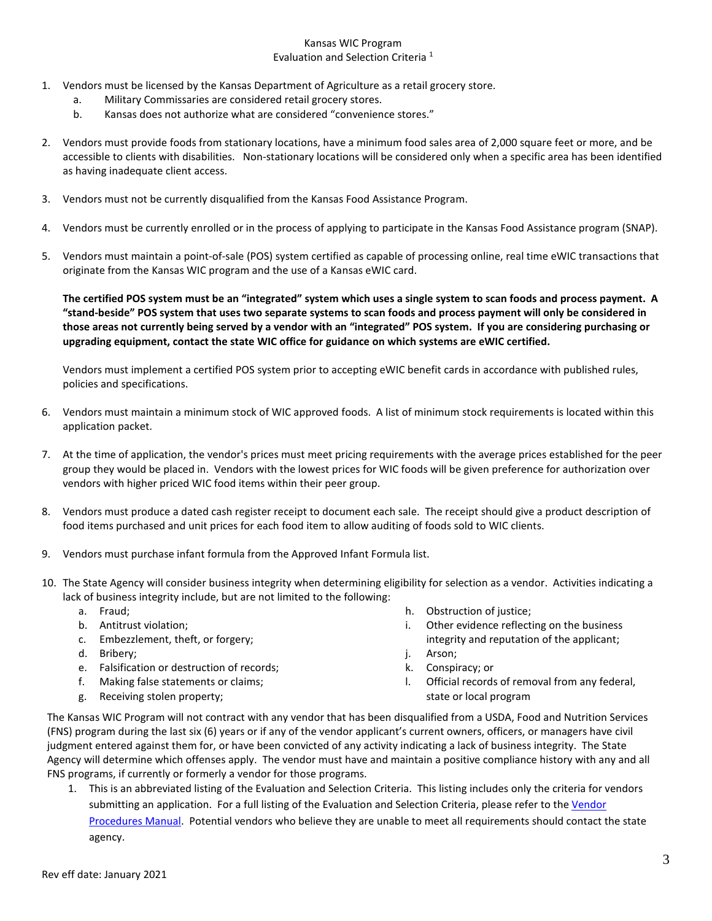# Kansas WIC Program
## Evaluation and Selection Criteria [1]

1. Vendors must be licensed by the Kansas Department of Agriculture as a retail grocery store.
   a. Military Commissaries are considered retail grocery stores.
   b. Kansas does not authorize what are considered "convenience stores."

2. Vendors must provide foods from stationary locations, have a minimum food sales area of 2,000 square feet or more, and be accessible to clients with disabilities. Non-stationary locations will be considered only when a specific area has been identified as having inadequate client access.

3. Vendors must not be currently disqualified from the Kansas Food Assistance Program.

4. Vendors must be currently enrolled or in the process of applying to participate in the Kansas Food Assistance program (SNAP).

5. Vendors must maintain a point-of-sale (POS) system certified as capable of processing online, real time eWIC transactions that originate from the Kansas WIC program and the use of a Kansas eWIC card.

   **The certified POS system must be an "integrated" system which uses a single system to scan foods and process payment. A "stand-beside" POS system that uses two separate systems to scan foods and process payment will only be considered in those areas not currently being served by a vendor with an "integrated" POS system. If you are considering purchasing or upgrading equipment, contact the state WIC office for guidance on which systems are eWIC certified.**

   Vendors must implement a certified POS system prior to accepting eWIC benefit cards in accordance with published rules, policies and specifications.

6. Vendors must maintain a minimum stock of WIC approved foods. A list of minimum stock requirements is located within this application packet.

7. At the time of application, the vendor's prices must meet pricing requirements with the average prices established for the peer group they would be placed in. Vendors with the lowest prices for WIC foods will be given preference for authorization over vendors with higher priced WIC food items within their peer group.

8. Vendors must produce a dated cash register receipt to document each sale. The receipt should give a product description of food items purchased and unit prices for each food item to allow auditing of foods sold to WIC clients.

9. Vendors must purchase infant formula from the Approved Infant Formula list.

10. The State Agency will consider business integrity when determining eligibility for selection as a vendor. Activities indicating a lack of business integrity include, but are not limited to the following:
    a. Fraud;
    b. Antitrust violation;
    c. Embezzlement, theft, or forgery;
    d. Bribery;
    e. Falsification or destruction of records;
    f. Making false statements or claims;
    g. Receiving stolen property;
    h. Obstruction of justice;
    i. Other evidence reflecting on the business integrity and reputation of the applicant;
    j. Arson;
    k. Conspiracy; or
    l. Official records of removal from any federal, state or local program

The Kansas WIC Program will not contract with any vendor that has been disqualified from a USDA, Food and Nutrition Services (FNS) program during the last six (6) years or if any of the vendor applicant's current owners, officers, or managers have civil judgment entered against them for, or have been convicted of any activity indicating a lack of business integrity. The State Agency will determine which offenses apply. The vendor must have and maintain a positive compliance history with any and all FNS programs, if currently or formerly a vendor for those programs.

1. This is an abbreviated listing of the Evaluation and Selection Criteria. This listing includes only the criteria for vendors submitting an application. For a full listing of the Evaluation and Selection Criteria, please refer to the Vendor Procedures Manual. Potential vendors who believe they are unable to meet all requirements should contact the state agency.

Rev eff date: January 2021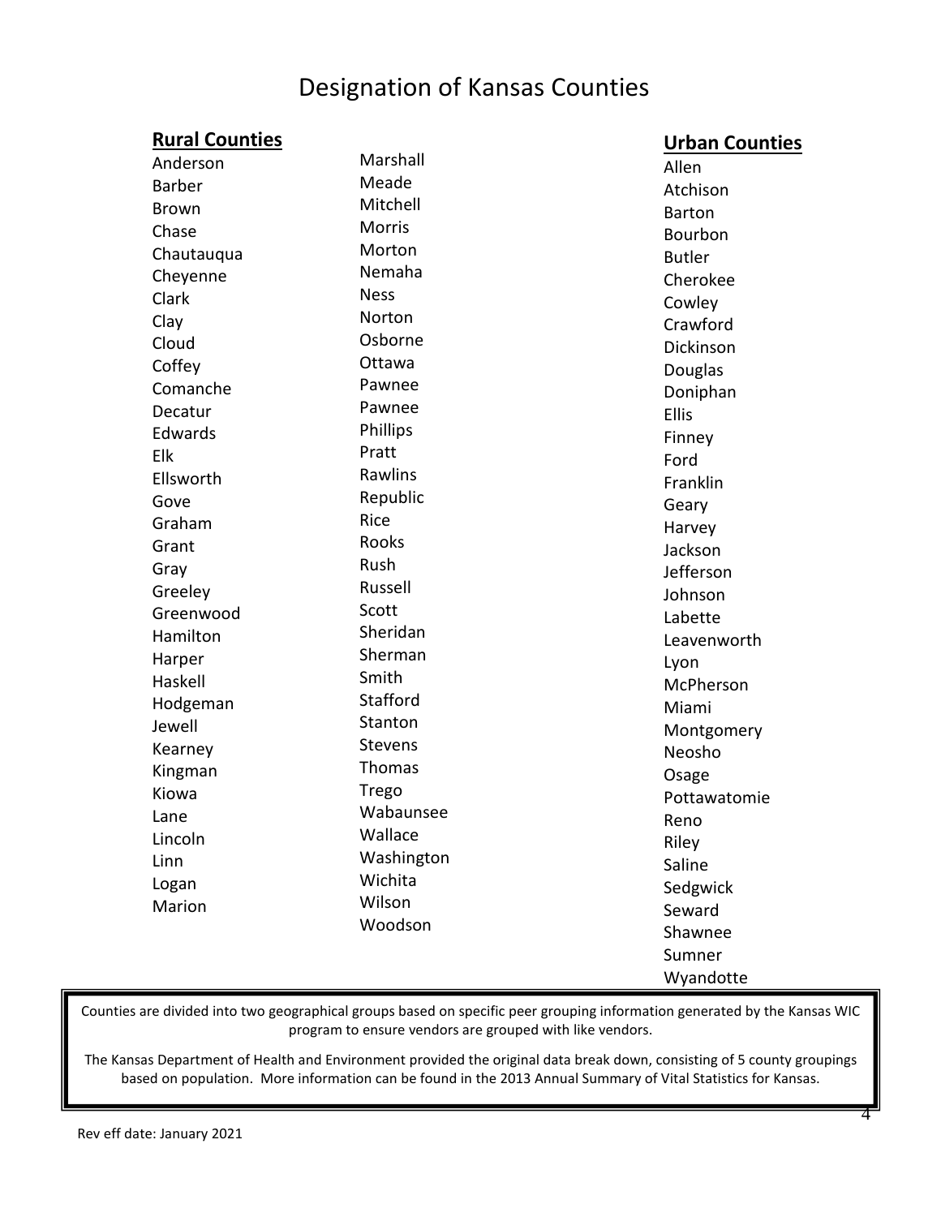# Designation of Kansas Counties

## Rural Counties

Anderson
Barber
Brown
Chase
Chautauqua
Cheyenne
Clark
Clay
Cloud
Coffey
Comanche
Decatur
Edwards
Elk
Ellsworth
Gove
Graham
Grant
Gray
Greeley
Greenwood
Hamilton
Harper
Haskell
Hodgeman
Jewell
Kearney
Kingman
Kiowa
Lane
Lincoln
Linn
Logan
Marion
Marshall
Meade
Mitchell
Morris
Morton
Nemaha
Ness
Norton
Osborne
Ottawa
Pawnee
Pawnee
Phillips
Pratt
Rawlins
Republic
Rice
Rooks
Rush
Russell
Scott
Sheridan
Sherman
Smith
Stafford
Stanton
Stevens
Thomas
Trego
Wabaunsee
Wallace
Washington
Wichita
Wilson
Woodson

## Urban Counties

Allen
Atchison
Barton
Bourbon
Butler
Cherokee
Cowley
Crawford
Dickinson
Douglas
Doniphan
Ellis
Finney
Ford
Franklin
Geary
Harvey
Jackson
Jefferson
Johnson
Labette
Leavenworth
Lyon
McPherson
Miami
Montgomery
Neosho
Osage
Pottawatomie
Reno
Riley
Saline
Sedgwick
Seward
Shawnee
Sumner
Wyandotte

Counties are divided into two geographical groups based on specific peer grouping information generated by the Kansas WIC program to ensure vendors are grouped with like vendors.

The Kansas Department of Health and Environment provided the original data break down, consisting of 5 county groupings based on population. More information can be found in the 2013 Annual Summary of Vital Statistics for Kansas.

Rev eff date: January 2021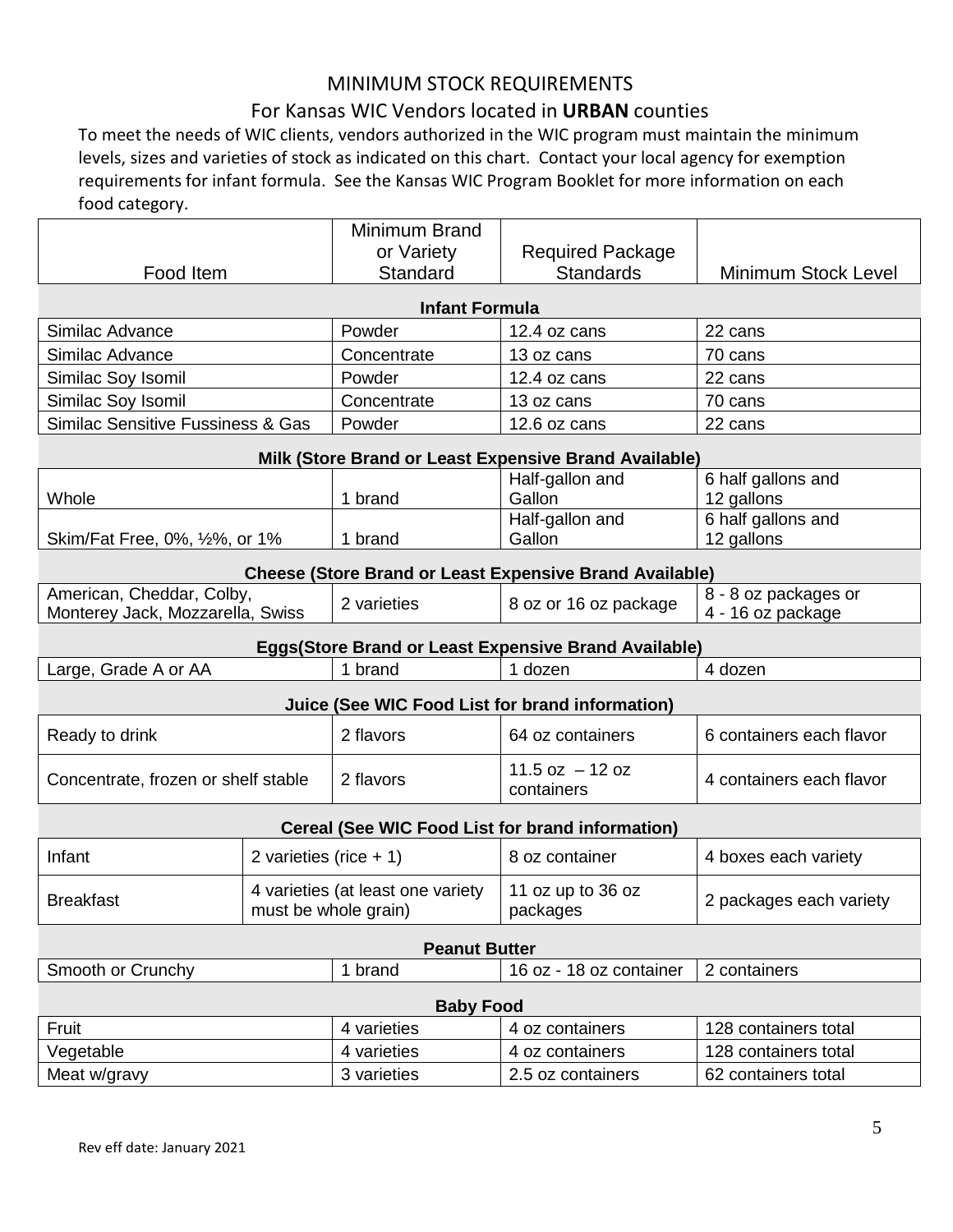# MINIMUM STOCK REQUIREMENTS

## For Kansas WIC Vendors located in **URBAN** counties

To meet the needs of WIC clients, vendors authorized in the WIC program must maintain the minimum levels, sizes and varieties of stock as indicated on this chart. Contact your local agency for exemption requirements for infant formula. See the Kansas WIC Program Booklet for more information on each food category.

| Food Item | Minimum Brand or Variety Standard | Required Package Standards | Minimum Stock Level |
|---|---|---|---|
| **Infant Formula** | | | |
| Similac Advance | Powder | 12.4 oz cans | 22 cans |
| Similac Advance | Concentrate | 13 oz cans | 70 cans |
| Similac Soy Isomil | Powder | 12.4 oz cans | 22 cans |
| Similac Soy Isomil | Concentrate | 13 oz cans | 70 cans |
| Similac Sensitive Fussiness & Gas | Powder | 12.6 oz cans | 22 cans |
| **Milk (Store Brand or Least Expensive Brand Available)** | | | |
| Whole | 1 brand | Half-gallon and Gallon | 6 half gallons and 12 gallons |
| Skim/Fat Free, 0%, ½%, or 1% | 1 brand | Half-gallon and Gallon | 6 half gallons and 12 gallons |
| **Cheese (Store Brand or Least Expensive Brand Available)** | | | |
| American, Cheddar, Colby, Monterey Jack, Mozzarella, Swiss | 2 varieties | 8 oz or 16 oz package | 8 - 8 oz packages or 4 - 16 oz package |
| **Eggs(Store Brand or Least Expensive Brand Available)** | | | |
| Large, Grade A or AA | 1 brand | 1 dozen | 4 dozen |
| **Juice (See WIC Food List for brand information)** | | | |
| Ready to drink | 2 flavors | 64 oz containers | 6 containers each flavor |
| Concentrate, frozen or shelf stable | 2 flavors | 11.5 oz – 12 oz containers | 4 containers each flavor |
| **Cereal (See WIC Food List for brand information)** | | | |
| Infant | 2 varieties (rice + 1) | 8 oz container | 4 boxes each variety |
| Breakfast | 4 varieties (at least one variety must be whole grain) | 11 oz up to 36 oz packages | 2 packages each variety |
| **Peanut Butter** | | | |
| Smooth or Crunchy | 1 brand | 16 oz - 18 oz container | 2 containers |
| **Baby Food** | | | |
| Fruit | 4 varieties | 4 oz containers | 128 containers total |
| Vegetable | 4 varieties | 4 oz containers | 128 containers total |
| Meat w/gravy | 3 varieties | 2.5 oz containers | 62 containers total |

Rev eff date: January 2021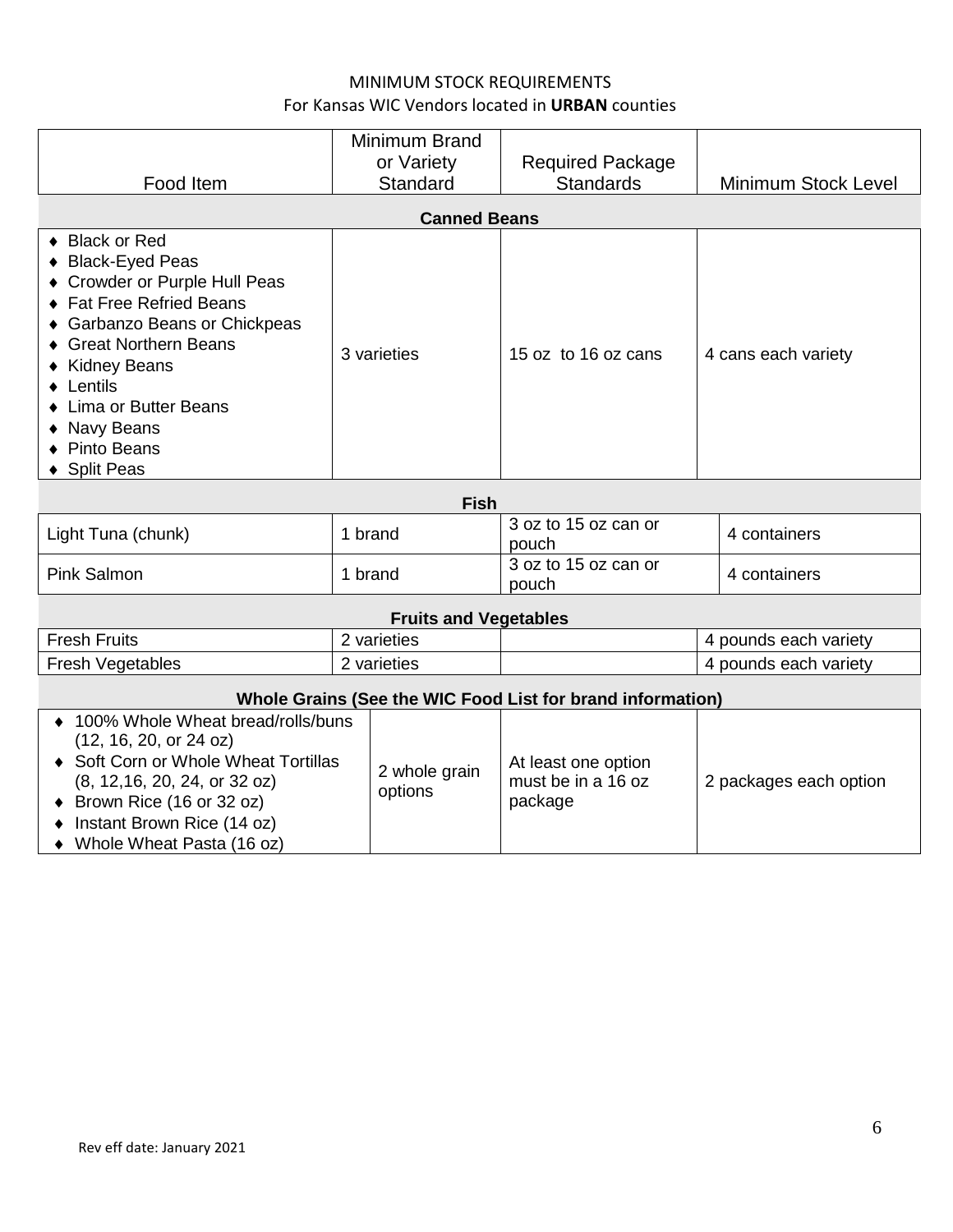MINIMUM STOCK REQUIREMENTS
For Kansas WIC Vendors located in **URBAN** counties

| Food Item | Minimum Brand or Variety Standard | Required Package Standards | Minimum Stock Level |
|---|---|---|---|
| **Canned Beans** | | | |
| ♦ Black or Red<br>♦ Black-Eyed Peas<br>♦ Crowder or Purple Hull Peas<br>♦ Fat Free Refried Beans<br>♦ Garbanzo Beans or Chickpeas<br>♦ Great Northern Beans<br>♦ Kidney Beans<br>♦ Lentils<br>♦ Lima or Butter Beans<br>♦ Navy Beans<br>♦ Pinto Beans<br>♦ Split Peas | 3 varieties | 15 oz to 16 oz cans | 4 cans each variety |
| **Fish** | | | |
| Light Tuna (chunk) | 1 brand | 3 oz to 15 oz can or pouch | 4 containers |
| Pink Salmon | 1 brand | 3 oz to 15 oz can or pouch | 4 containers |
| **Fruits and Vegetables** | | | |
| Fresh Fruits | 2 varieties | | 4 pounds each variety |
| Fresh Vegetables | 2 varieties | | 4 pounds each variety |
| **Whole Grains (See the WIC Food List for brand information)** | | | |
| ♦ 100% Whole Wheat bread/rolls/buns (12, 16, 20, or 24 oz)<br>♦ Soft Corn or Whole Wheat Tortillas (8, 12,16, 20, 24, or 32 oz)<br>♦ Brown Rice (16 or 32 oz)<br>♦ Instant Brown Rice (14 oz)<br>♦ Whole Wheat Pasta (16 oz) | 2 whole grain options | At least one option must be in a 16 oz package | 2 packages each option |

Rev eff date: January 2021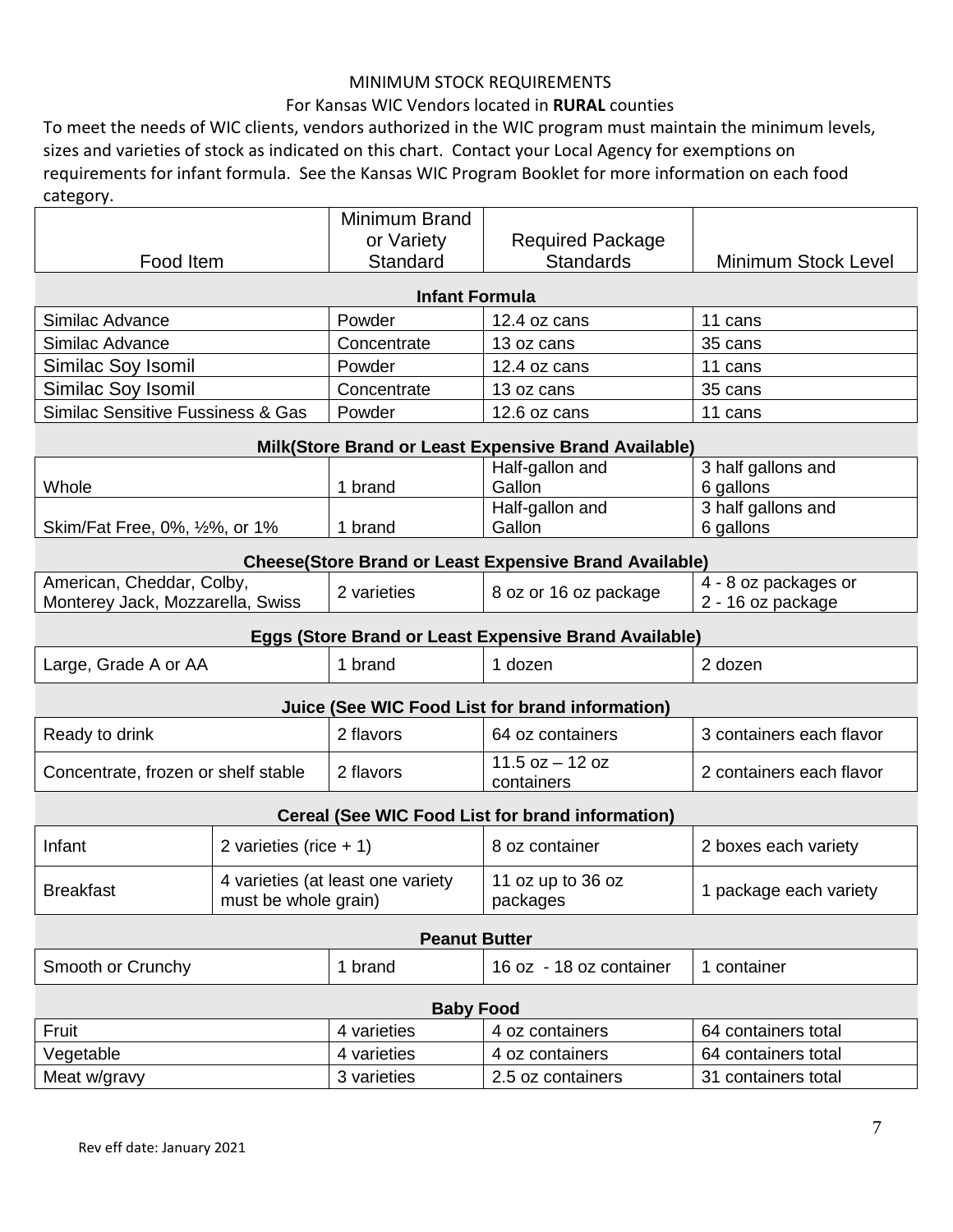# MINIMUM STOCK REQUIREMENTS

## For Kansas WIC Vendors located in **RURAL** counties

To meet the needs of WIC clients, vendors authorized in the WIC program must maintain the minimum levels, sizes and varieties of stock as indicated on this chart. Contact your Local Agency for exemptions on requirements for infant formula. See the Kansas WIC Program Booklet for more information on each food category.

| Food Item | Minimum Brand or Variety Standard | Required Package Standards | Minimum Stock Level |
|---|---|---|---|
| **Infant Formula** | | | |
| Similac Advance | Powder | 12.4 oz cans | 11 cans |
| Similac Advance | Concentrate | 13 oz cans | 35 cans |
| Similac Soy Isomil | Powder | 12.4 oz cans | 11 cans |
| Similac Soy Isomil | Concentrate | 13 oz cans | 35 cans |
| Similac Sensitive Fussiness & Gas | Powder | 12.6 oz cans | 11 cans |
| **Milk(Store Brand or Least Expensive Brand Available)** | | | |
| Whole | 1 brand | Half-gallon and Gallon | 3 half gallons and 6 gallons |
| Skim/Fat Free, 0%, ½%, or 1% | 1 brand | Half-gallon and Gallon | 3 half gallons and 6 gallons |
| **Cheese(Store Brand or Least Expensive Brand Available)** | | | |
| American, Cheddar, Colby, Monterey Jack, Mozzarella, Swiss | 2 varieties | 8 oz or 16 oz package | 4 - 8 oz packages or 2 - 16 oz package |
| **Eggs (Store Brand or Least Expensive Brand Available)** | | | |
| Large, Grade A or AA | 1 brand | 1 dozen | 2 dozen |
| **Juice (See WIC Food List for brand information)** | | | |
| Ready to drink | 2 flavors | 64 oz containers | 3 containers each flavor |
| Concentrate, frozen or shelf stable | 2 flavors | 11.5 oz – 12 oz containers | 2 containers each flavor |
| **Cereal (See WIC Food List for brand information)** | | | |
| Infant | 2 varieties (rice + 1) | 8 oz container | 2 boxes each variety |
| Breakfast | 4 varieties (at least one variety must be whole grain) | 11 oz up to 36 oz packages | 1 package each variety |
| **Peanut Butter** | | | |
| Smooth or Crunchy | 1 brand | 16 oz - 18 oz container | 1 container |
| **Baby Food** | | | |
| Fruit | 4 varieties | 4 oz containers | 64 containers total |
| Vegetable | 4 varieties | 4 oz containers | 64 containers total |
| Meat w/gravy | 3 varieties | 2.5 oz containers | 31 containers total |

Rev eff date: January 2021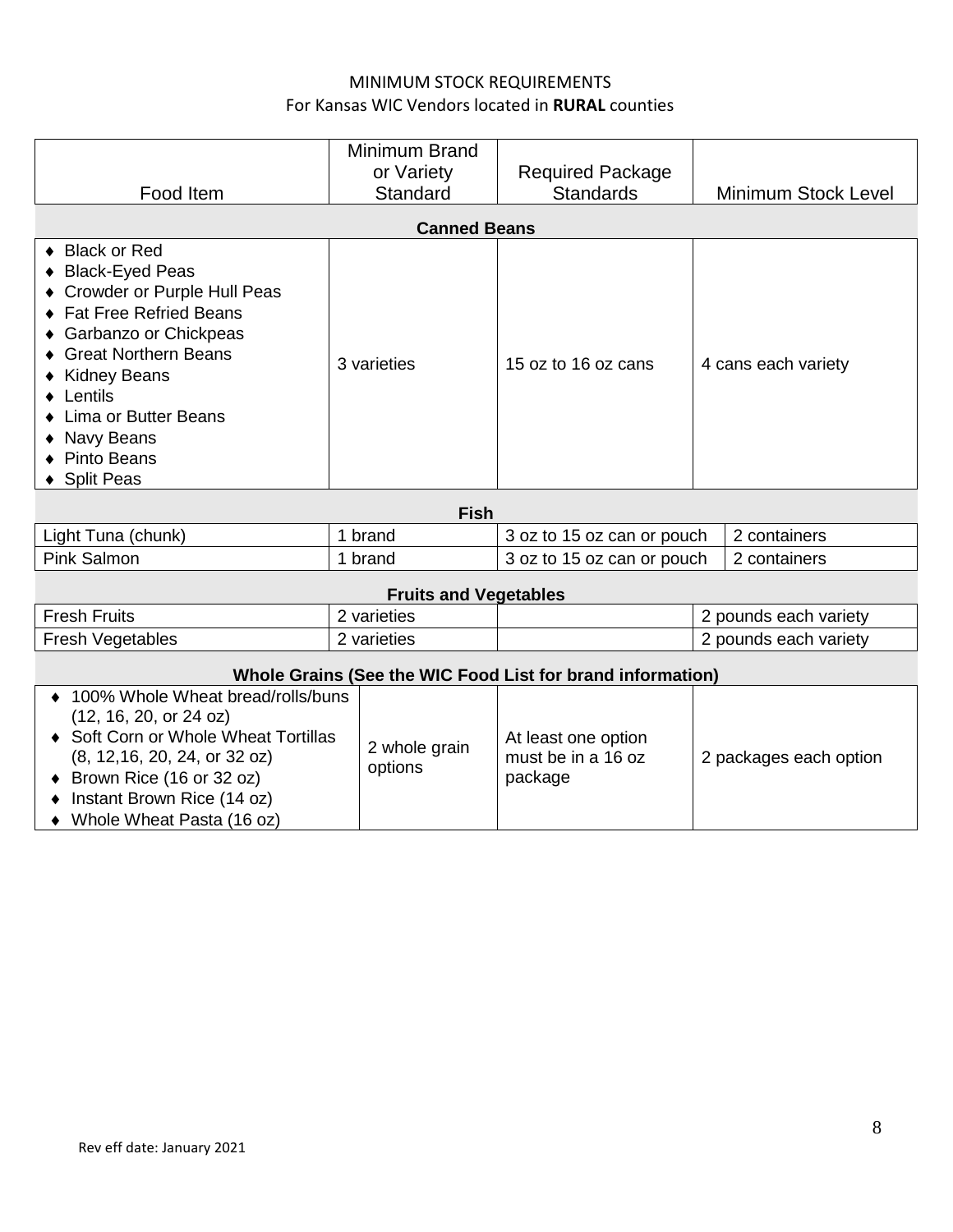# MINIMUM STOCK REQUIREMENTS

For Kansas WIC Vendors located in **RURAL** counties

| Food Item | Minimum Brand or Variety Standard | Required Package Standards | Minimum Stock Level |
|---|---|---|---|
| **Canned Beans** | | | |
| ♦ Black or Red<br>♦ Black-Eyed Peas<br>♦ Crowder or Purple Hull Peas<br>♦ Fat Free Refried Beans<br>♦ Garbanzo or Chickpeas<br>♦ Great Northern Beans<br>♦ Kidney Beans<br>♦ Lentils<br>♦ Lima or Butter Beans<br>♦ Navy Beans<br>♦ Pinto Beans<br>♦ Split Peas | 3 varieties | 15 oz to 16 oz cans | 4 cans each variety |
| **Fish** | | | |
| Light Tuna (chunk) | 1 brand | 3 oz to 15 oz can or pouch | 2 containers |
| Pink Salmon | 1 brand | 3 oz to 15 oz can or pouch | 2 containers |
| **Fruits and Vegetables** | | | |
| Fresh Fruits | 2 varieties | | 2 pounds each variety |
| Fresh Vegetables | 2 varieties | | 2 pounds each variety |
| **Whole Grains (See the WIC Food List for brand information)** | | | |
| ♦ 100% Whole Wheat bread/rolls/buns (12, 16, 20, or 24 oz)<br>♦ Soft Corn or Whole Wheat Tortillas (8, 12,16, 20, 24, or 32 oz)<br>♦ Brown Rice (16 or 32 oz)<br>♦ Instant Brown Rice (14 oz)<br>♦ Whole Wheat Pasta (16 oz) | 2 whole grain options | At least one option must be in a 16 oz package | 2 packages each option |

Rev eff date: January 2021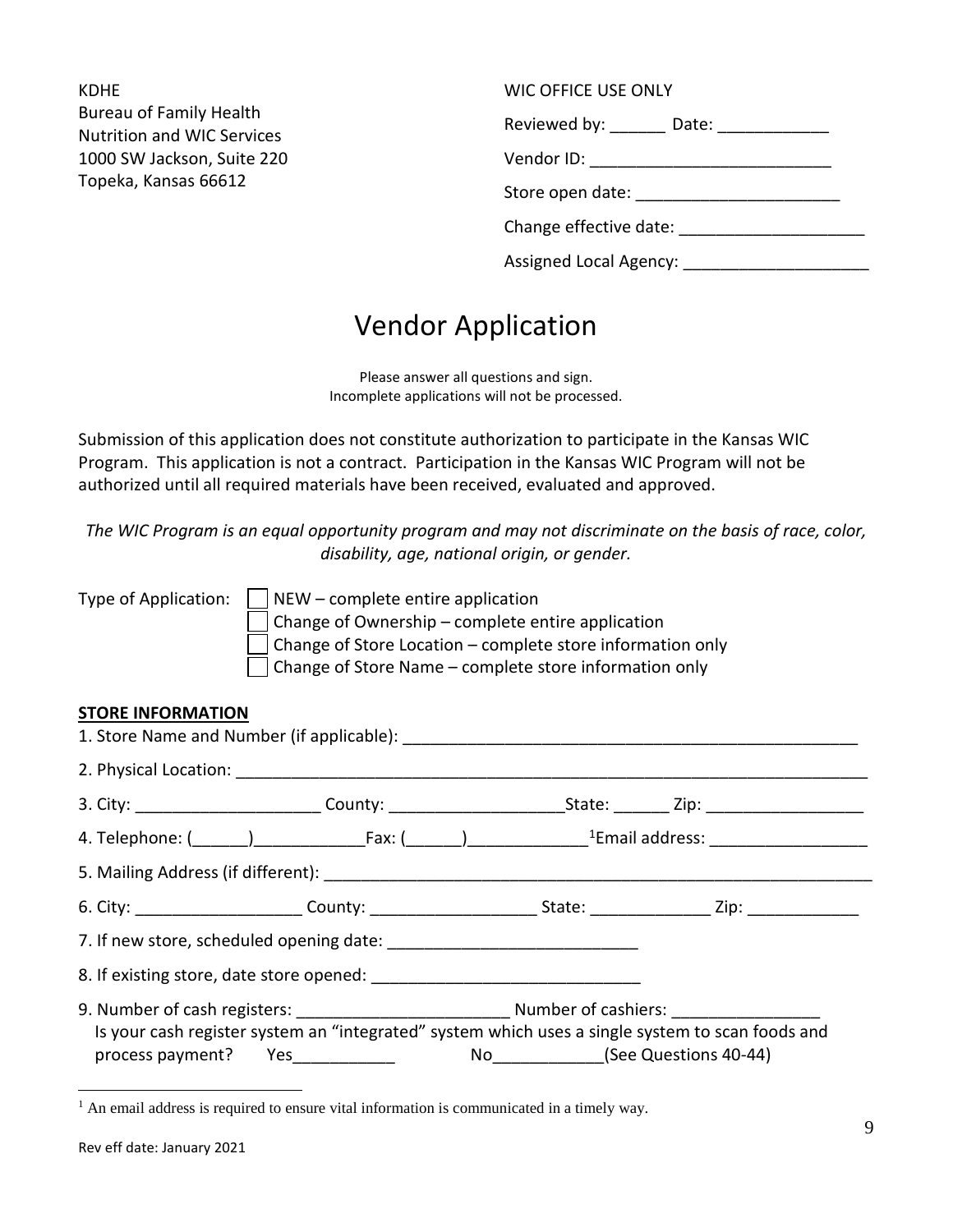KDHE
Bureau of Family Health
Nutrition and WIC Services
1000 SW Jackson, Suite 220
Topeka, Kansas 66612

WIC OFFICE USE ONLY

Reviewed by: ______ Date: ____________

Vendor ID: __________________________

Store open date: ______________________

Change effective date: ____________________

Assigned Local Agency: ____________________

# Vendor Application

Please answer all questions and sign.
Incomplete applications will not be processed.

Submission of this application does not constitute authorization to participate in the Kansas WIC Program. This application is not a contract. Participation in the Kansas WIC Program will not be authorized until all required materials have been received, evaluated and approved.

*The WIC Program is an equal opportunity program and may not discriminate on the basis of race, color, disability, age, national origin, or gender.*

Type of Application:
- ☐ NEW – complete entire application
- ☐ Change of Ownership – complete entire application
- ☐ Change of Store Location – complete store information only
- ☐ Change of Store Name – complete store information only

**STORE INFORMATION**

1. Store Name and Number (if applicable): _______________________________________________

2. Physical Location: _____________________________________________________________________

3. City: ____________________ County: ___________________State: ______ Zip: _________________

4. Telephone: (______)____________Fax: (______)_____________[1]Email address: _________________

5. Mailing Address (if different): ___________________________________________________________

6. City: __________________ County: __________________ State: _____________ Zip: ____________

7. If new store, scheduled opening date: ___________________________

8. If existing store, date store opened: _____________________________

9. Number of cash registers: _______________________ Number of cashiers: ________________
   Is your cash register system an "integrated" system which uses a single system to scan foods and process payment? Yes___________ No____________(See Questions 40-44)

[1] An email address is required to ensure vital information is communicated in a timely way.

Rev eff date: January 2021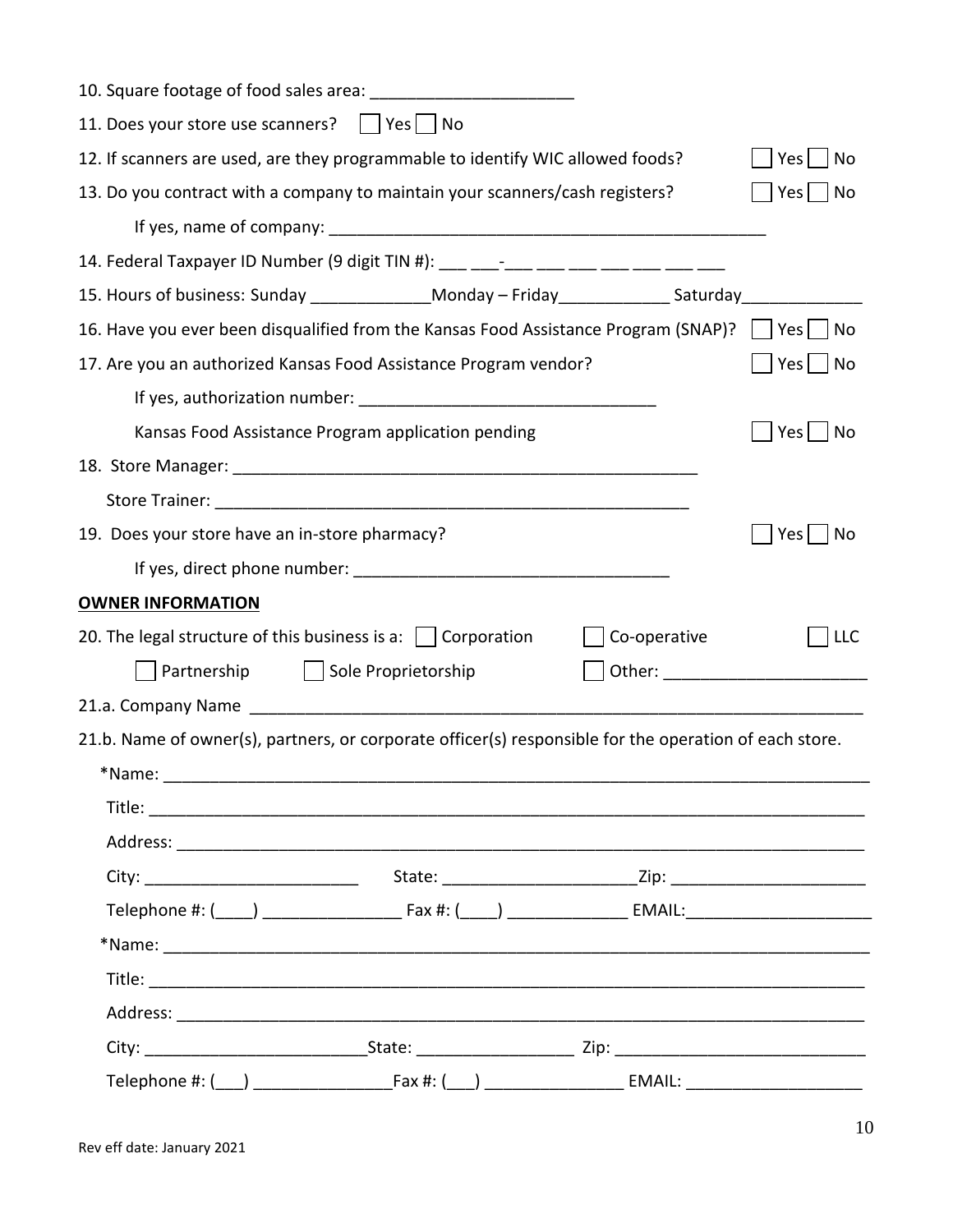10. Square footage of food sales area: ______________________

11. Does your store use scanners? ☐ Yes ☐ No

12. If scanners are used, are they programmable to identify WIC allowed foods? ☐ Yes ☐ No

13. Do you contract with a company to maintain your scanners/cash registers? ☐ Yes ☐ No

If yes, name of company: ________________________________________________

14. Federal Taxpayer ID Number (9 digit TIN #): ___ ___-___ ___ ___ ___ ___ ___ ___

15. Hours of business: Sunday _____________Monday – Friday____________ Saturday_____________

16. Have you ever been disqualified from the Kansas Food Assistance Program (SNAP)? ☐ Yes ☐ No

17. Are you an authorized Kansas Food Assistance Program vendor? ☐ Yes ☐ No

If yes, authorization number: _______________________________

Kansas Food Assistance Program application pending ☐ Yes ☐ No

18. Store Manager: ___________________________________________________

Store Trainer: ______________________________________________________

19. Does your store have an in-store pharmacy? ☐ Yes ☐ No

If yes, direct phone number: _________________________________

**OWNER INFORMATION**

20. The legal structure of this business is a: ☐ Corporation ☐ Co-operative ☐ LLC

☐ Partnership ☐ Sole Proprietorship ☐ Other: ______________________

21.a. Company Name ____________________________________________________________________

21.b. Name of owner(s), partners, or corporate officer(s) responsible for the operation of each store.

*Name: ___________________________________________________________________________

Title: ____________________________________________________________________________

Address: _________________________________________________________________________

City: ________________________ State: _____________________Zip: _____________________

Telephone #: (____) _______________ Fax #: (____) _____________ EMAIL:____________________

*Name: ___________________________________________________________________________

Title: ____________________________________________________________________________

Address: _________________________________________________________________________

City: ________________________State: _________________ Zip: ___________________________

Telephone #: (___) _______________Fax #: (___) _______________ EMAIL: ___________________

Rev eff date: January 2021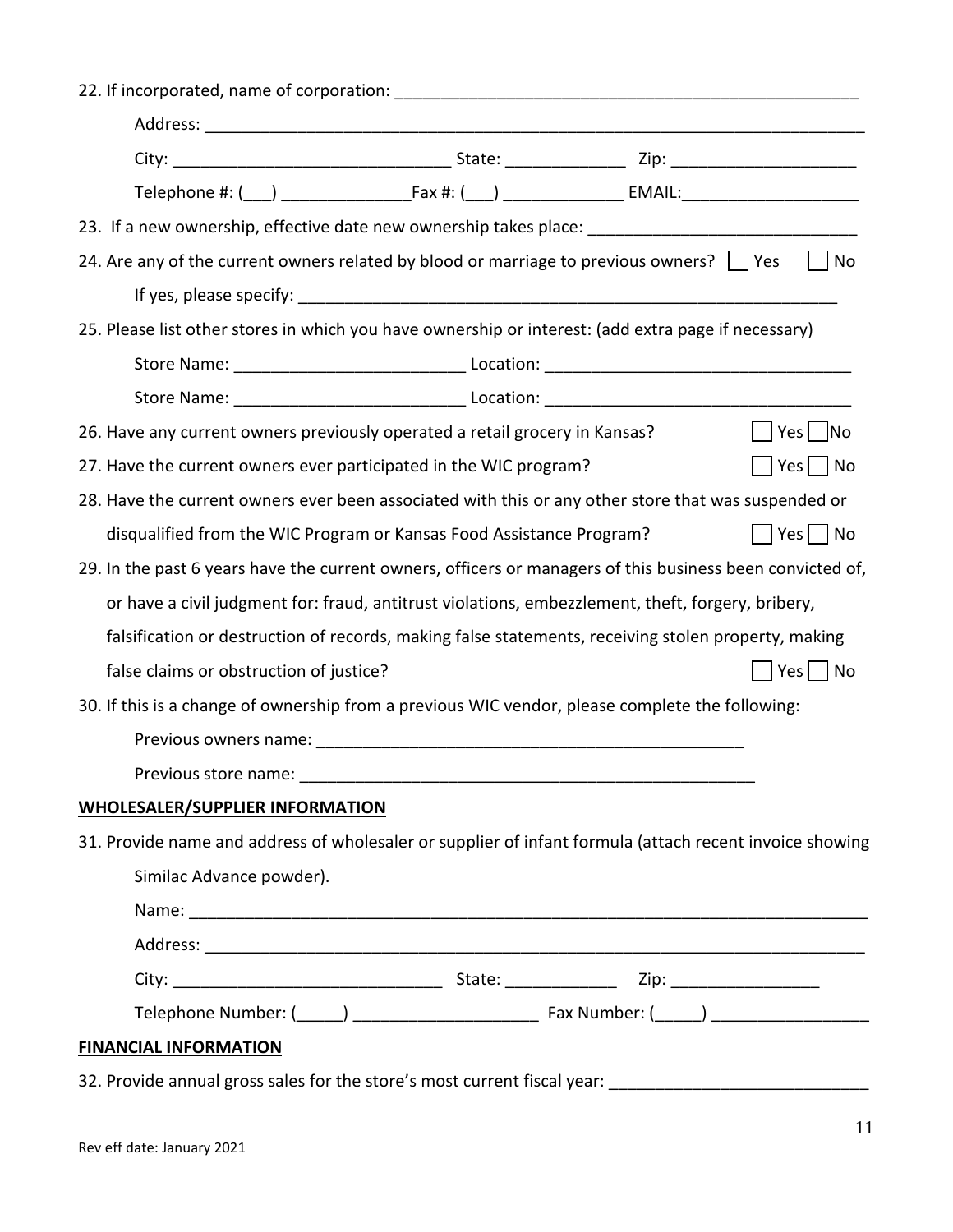22. If incorporated, name of corporation: ______________________________________________________

    Address: ____________________________________________________________________________

    City: ______________________________ State: _____________ Zip: ____________________

    Telephone #: (___) ______________Fax #: (___) _____________ EMAIL:___________________

23. If a new ownership, effective date new ownership takes place: _____________________________

24. Are any of the current owners related by blood or marriage to previous owners? ☐ Yes ☐ No

    If yes, please specify: _____________________________________________________________

25. Please list other stores in which you have ownership or interest: (add extra page if necessary)

    Store Name: ________________________ Location: ________________________________

    Store Name: ________________________ Location: ________________________________

26. Have any current owners previously operated a retail grocery in Kansas? ☐ Yes ☐ No

27. Have the current owners ever participated in the WIC program? ☐ Yes ☐ No

28. Have the current owners ever been associated with this or any other store that was suspended or disqualified from the WIC Program or Kansas Food Assistance Program? ☐ Yes ☐ No

29. In the past 6 years have the current owners, officers or managers of this business been convicted of, or have a civil judgment for: fraud, antitrust violations, embezzlement, theft, forgery, bribery, falsification or destruction of records, making false statements, receiving stolen property, making false claims or obstruction of justice? ☐ Yes ☐ No

30. If this is a change of ownership from a previous WIC vendor, please complete the following:

    Previous owners name: _______________________________________________

    Previous store name: __________________________________________________

**WHOLESALER/SUPPLIER INFORMATION**

31. Provide name and address of wholesaler or supplier of infant formula (attach recent invoice showing Similac Advance powder).

    Name: ______________________________________________________________________________

    Address: ____________________________________________________________________________

    City: _____________________________ State: ____________ Zip: ________________

    Telephone Number: (_____) ____________________ Fax Number: (_____) _________________

**FINANCIAL INFORMATION**

32. Provide annual gross sales for the store's most current fiscal year: ___________________________

Rev eff date: January 2021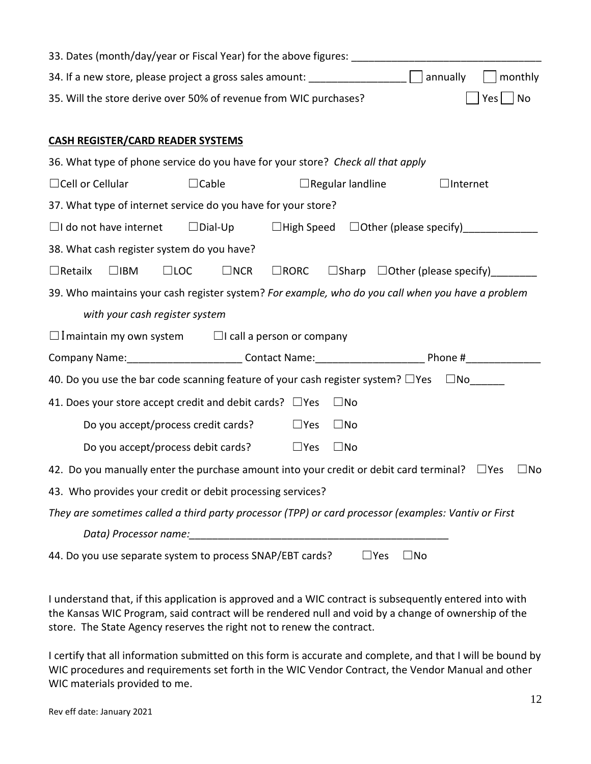33. Dates (month/day/year or Fiscal Year) for the above figures: ________________________________

34. If a new store, please project a gross sales amount: ________________ ☐ annually ☐ monthly

35. Will the store derive over 50% of revenue from WIC purchases? ☐ Yes ☐ No

**CASH REGISTER/CARD READER SYSTEMS**

36. What type of phone service do you have for your store? *Check all that apply*

☐Cell or Cellular ☐Cable ☐Regular landline ☐Internet

37. What type of internet service do you have for your store?

☐I do not have internet ☐Dial-Up ☐High Speed ☐Other (please specify)_____________

38. What cash register system do you have?

☐Retailx ☐IBM ☐LOC ☐NCR ☐RORC ☐Sharp ☐Other (please specify)________

39. Who maintains your cash register system? *For example, who do you call when you have a problem with your cash register system*

☐I maintain my own system ☐I call a person or company

Company Name:___________________ Contact Name:__________________ Phone #_____________

40. Do you use the bar code scanning feature of your cash register system? ☐Yes ☐No______

41. Does your store accept credit and debit cards? ☐Yes ☐No

Do you accept/process credit cards? ☐Yes ☐No

Do you accept/process debit cards? ☐Yes ☐No

42. Do you manually enter the purchase amount into your credit or debit card terminal? ☐Yes ☐No

43. Who provides your credit or debit processing services?

*They are sometimes called a third party processor (TPP) or card processor (examples: Vantiv or First Data) Processor name:*_____________________________________________

44. Do you use separate system to process SNAP/EBT cards? ☐Yes ☐No

I understand that, if this application is approved and a WIC contract is subsequently entered into with the Kansas WIC Program, said contract will be rendered null and void by a change of ownership of the store. The State Agency reserves the right not to renew the contract.

I certify that all information submitted on this form is accurate and complete, and that I will be bound by WIC procedures and requirements set forth in the WIC Vendor Contract, the Vendor Manual and other WIC materials provided to me.

Rev eff date: January 2021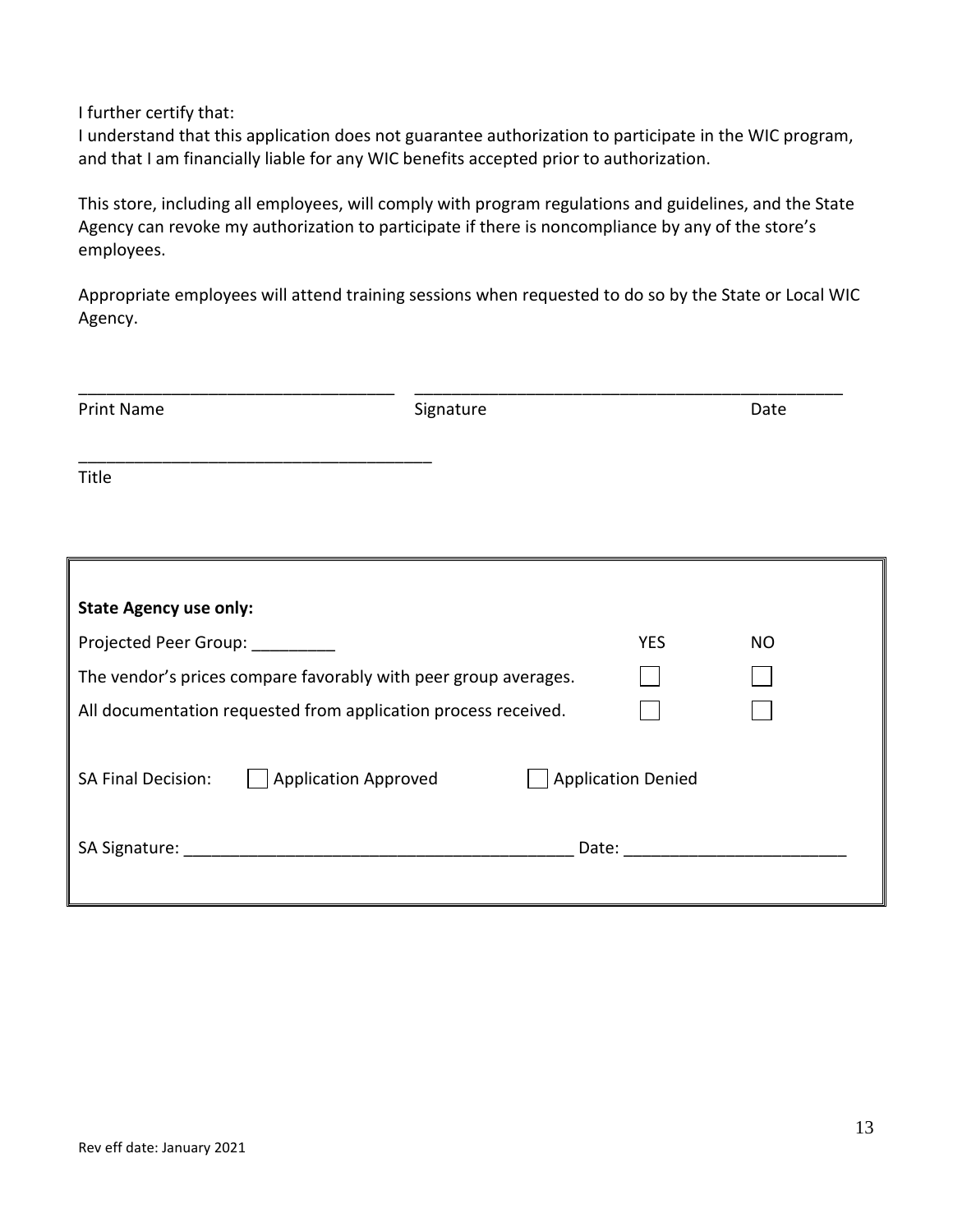I further certify that:
I understand that this application does not guarantee authorization to participate in the WIC program, and that I am financially liable for any WIC benefits accepted prior to authorization.

This store, including all employees, will comply with program regulations and guidelines, and the State Agency can revoke my authorization to participate if there is noncompliance by any of the store's employees.

Appropriate employees will attend training sessions when requested to do so by the State or Local WIC Agency.

\_\_\_\_\_\_\_\_\_\_\_\_\_\_\_\_\_\_\_\_\_\_\_\_\_\_\_\_\_\_\_\_\_\_ \_\_\_\_\_\_\_\_\_\_\_\_\_\_\_\_\_\_\_\_\_\_\_\_\_\_\_\_\_\_\_\_\_\_\_\_\_\_\_\_\_\_\_\_\_\_

Print Name Signature Date

\_\_\_\_\_\_\_\_\_\_\_\_\_\_\_\_\_\_\_\_\_\_\_\_\_\_\_\_\_\_\_\_\_\_\_\_\_\_

Title

**State Agency use only:**

| Projected Peer Group: _________ | YES | NO |
|---|---|---|
| The vendor's prices compare favorably with peer group averages. | ☐ | ☐ |
| All documentation requested from application process received. | ☐ | ☐ |

SA Final Decision: ☐ Application Approved ☐ Application Denied

SA Signature: \_\_\_\_\_\_\_\_\_\_\_\_\_\_\_\_\_\_\_\_\_\_\_\_\_\_\_\_\_\_\_\_\_\_\_\_\_\_\_\_\_\_ Date: \_\_\_\_\_\_\_\_\_\_\_\_\_\_\_\_\_\_\_\_\_\_\_\_

Rev eff date: January 2021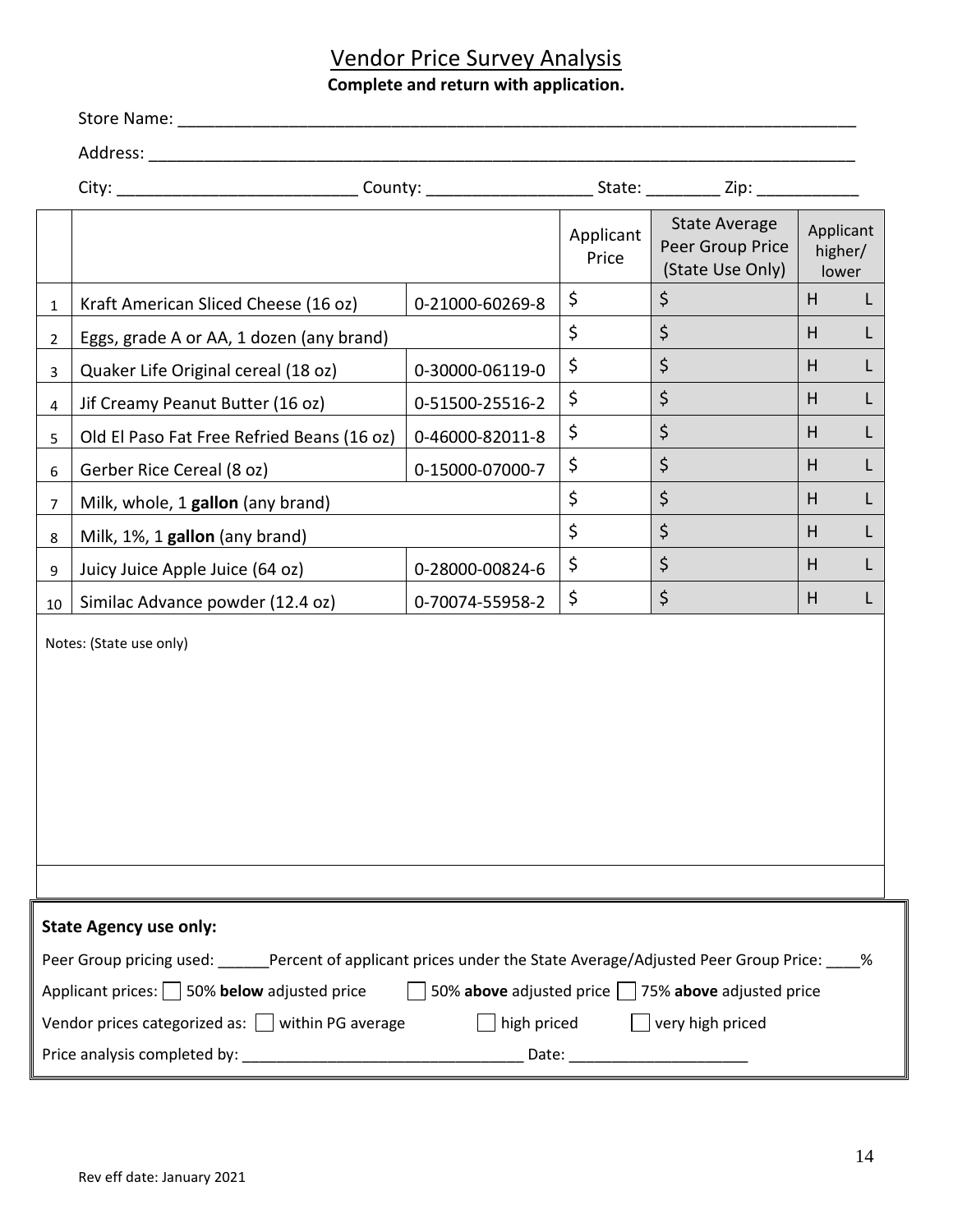# Vendor Price Survey Analysis

**Complete and return with application.**

Store Name: ___________________________________________________________________________

Address: ______________________________________________________________________________

City: __________________________ County: __________________ State: ________ Zip: ___________

| | | | Applicant Price | State Average Peer Group Price (State Use Only) | Applicant higher/ lower |
|---|---|---|---|---|---|
| 1 | Kraft American Sliced Cheese (16 oz) | 0-21000-60269-8 | $ | $ | H L |
| 2 | Eggs, grade A or AA, 1 dozen (any brand) | | $ | $ | H L |
| 3 | Quaker Life Original cereal (18 oz) | 0-30000-06119-0 | $ | $ | H L |
| 4 | Jif Creamy Peanut Butter (16 oz) | 0-51500-25516-2 | $ | $ | H L |
| 5 | Old El Paso Fat Free Refried Beans (16 oz) | 0-46000-82011-8 | $ | $ | H L |
| 6 | Gerber Rice Cereal (8 oz) | 0-15000-07000-7 | $ | $ | H L |
| 7 | Milk, whole, 1 **gallon** (any brand) | | $ | $ | H L |
| 8 | Milk, 1%, 1 **gallon** (any brand) | | $ | $ | H L |
| 9 | Juicy Juice Apple Juice (64 oz) | 0-28000-00824-6 | $ | $ | H L |
| 10 | Similac Advance powder (12.4 oz) | 0-70074-55958-2 | $ | $ | H L |

Notes: (State use only)

**State Agency use only:**

Peer Group pricing used: ______Percent of applicant prices under the State Average/Adjusted Peer Group Price: ____%

Applicant prices: ☐ 50% **below** adjusted price ☐ 50% **above** adjusted price ☐ 75% **above** adjusted price

Vendor prices categorized as: ☐ within PG average ☐ high priced ☐ very high priced

Price analysis completed by: _________________________________ Date: _____________________

Rev eff date: January 2021